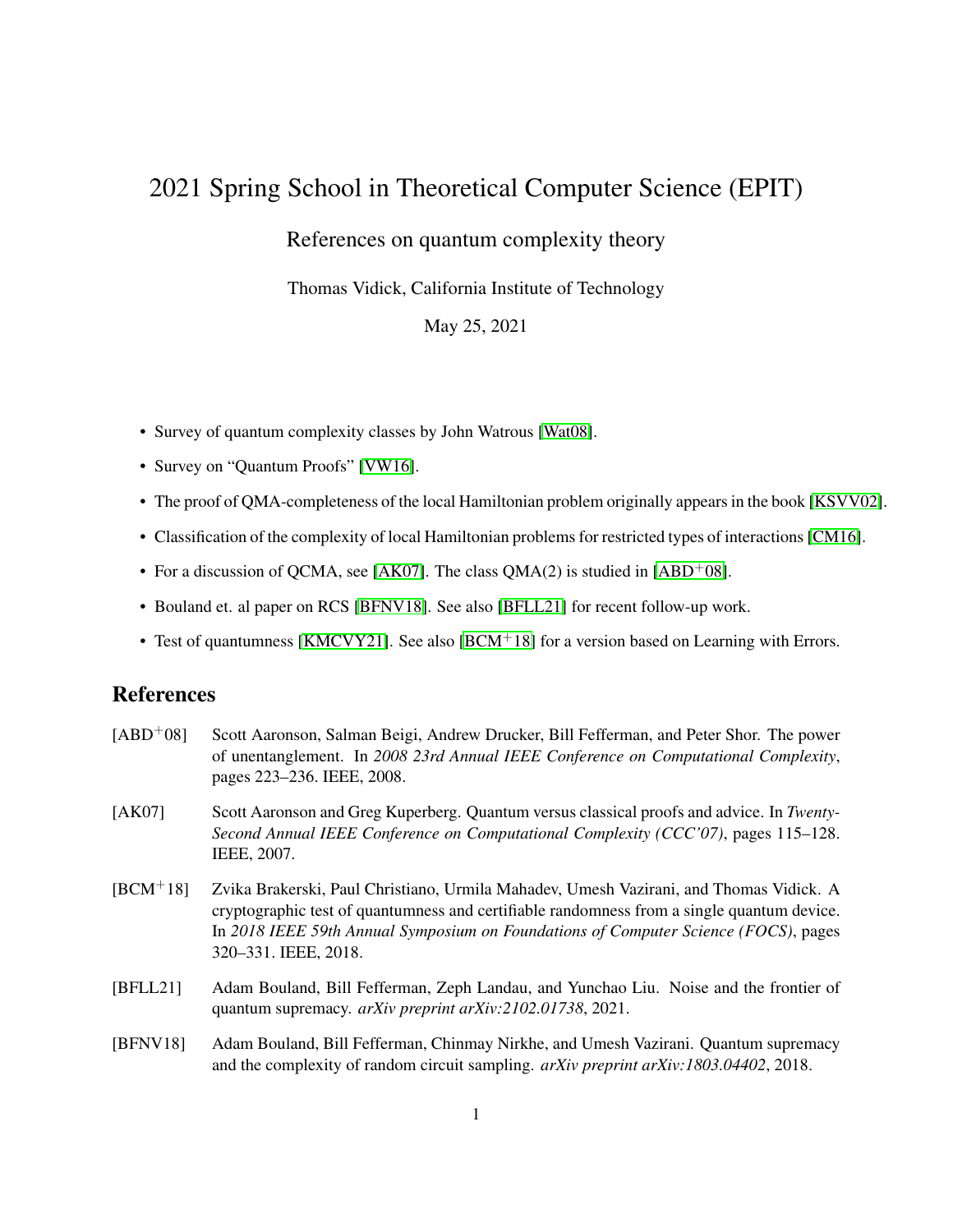# 2021 Spring School in Theoretical Computer Science (EPIT)

## References on quantum complexity theory

Thomas Vidick, California Institute of Technology

May 25, 2021

- Survey of quantum complexity classes by John Watrous [Wat08].
- Survey on "Quantum Proofs" [VW16].
- The proof of QMA-completeness of the local Hamiltonian problem originally appears in the book [KSVV02].
- Classification of the complexity of local Hamiltonian problems for restricted types of interactions [CM16].
- For a discussion of QCMA, see [AK07]. The class QMA(2) is studied in [ABD+08].
- Bouland et. al paper on RCS [BFNV18]. See also [BFLL21] for recent follow-up work.
- Test of quantumness [KMCVY21]. See also [BCM+18] for a version based on Learning with Errors.

## References

[ABD+08] Scott Aaronson, Salman Beigi, Andrew Drucker, Bill Fefferman, and Peter Shor. The power of unentanglement. In *2008 23rd Annual IEEE Conference on Computational Complexity*, pages 223–236. IEEE, 2008.

[AK07] Scott Aaronson and Greg Kuperberg. Quantum versus classical proofs and advice. In *Twenty-Second Annual IEEE Conference on Computational Complexity (CCC'07)*, pages 115–128. IEEE, 2007.

[BCM+18] Zvika Brakerski, Paul Christiano, Urmila Mahadev, Umesh Vazirani, and Thomas Vidick. A cryptographic test of quantumness and certifiable randomness from a single quantum device. In *2018 IEEE 59th Annual Symposium on Foundations of Computer Science (FOCS)*, pages 320–331. IEEE, 2018.

[BFLL21] Adam Bouland, Bill Fefferman, Zeph Landau, and Yunchao Liu. Noise and the frontier of quantum supremacy. *arXiv preprint arXiv:2102.01738*, 2021.

[BFNV18] Adam Bouland, Bill Fefferman, Chinmay Nirkhe, and Umesh Vazirani. Quantum supremacy and the complexity of random circuit sampling. *arXiv preprint arXiv:1803.04402*, 2018.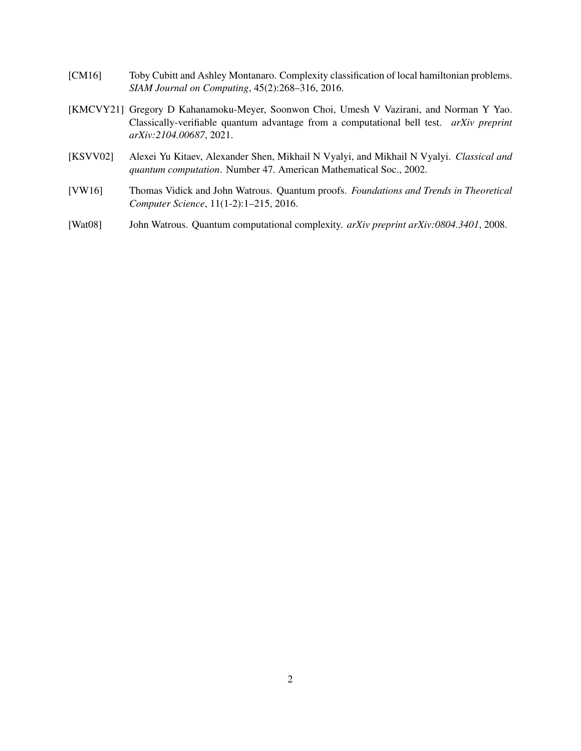[CM16] Toby Cubitt and Ashley Montanaro. Complexity classification of local hamiltonian problems. *SIAM Journal on Computing*, 45(2):268–316, 2016.

[KMCVY21] Gregory D Kahanamoku-Meyer, Soonwon Choi, Umesh V Vazirani, and Norman Y Yao. Classically-verifiable quantum advantage from a computational bell test. *arXiv preprint arXiv:2104.00687*, 2021.

[KSVV02] Alexei Yu Kitaev, Alexander Shen, Mikhail N Vyalyi, and Mikhail N Vyalyi. *Classical and quantum computation*. Number 47. American Mathematical Soc., 2002.

[VW16] Thomas Vidick and John Watrous. Quantum proofs. *Foundations and Trends in Theoretical Computer Science*, 11(1-2):1–215, 2016.

[Wat08] John Watrous. Quantum computational complexity. *arXiv preprint arXiv:0804.3401*, 2008.